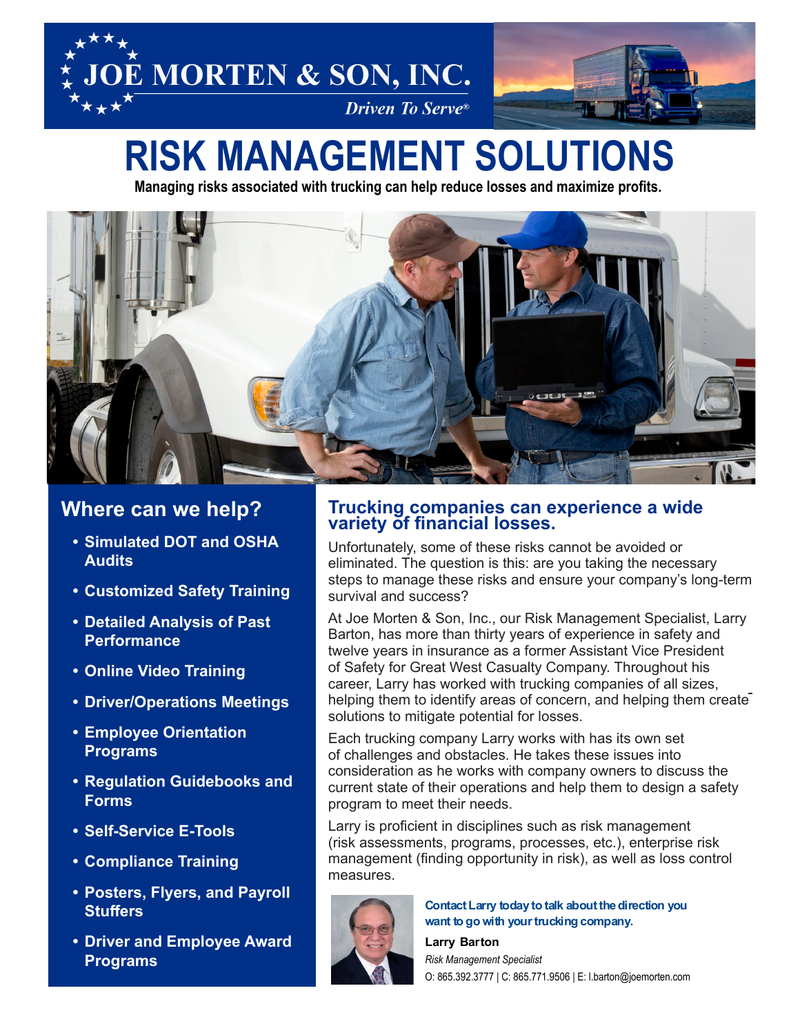# JOE MORTEN & SON, INC.

*Driven To Serve®*

# RISK MANAGEMENT SOLUTIONS

**Managing risks associated with trucking can help reduce losses and maximize profits.**

## Where can we help?

- **Simulated DOT and OSHA Audits**
- **Customized Safety Training**
- **Detailed Analysis of Past Performance**
- **Online Video Training**
- **Driver/Operations Meetings**
- **Employee Orientation Programs**
- **Regulation Guidebooks and Forms**
- **Self-Service E-Tools**
- **Compliance Training**
- **Posters, Flyers, and Payroll Stuffers**
- **Driver and Employee Award Programs**

## Trucking companies can experience a wide variety of financial losses.

Unfortunately, some of these risks cannot be avoided or eliminated. The question is this: are you taking the necessary steps to manage these risks and ensure your company's long-term survival and success?

At Joe Morten & Son, Inc., our Risk Management Specialist, Larry Barton, has more than thirty years of experience in safety and twelve years in insurance as a former Assistant Vice President of Safety for Great West Casualty Company. Throughout his career, Larry has worked with trucking companies of all sizes, helping them to identify areas of concern, and helping them create solutions to mitigate potential for losses.

Each trucking company Larry works with has its own set of challenges and obstacles. He takes these issues into consideration as he works with company owners to discuss the current state of their operations and help them to design a safety program to meet their needs.

Larry is proficient in disciplines such as risk management (risk assessments, programs, processes, etc.), enterprise risk management (finding opportunity in risk), as well as loss control measures.

**Contact Larry today to talk about the direction you want to go with your trucking company.**

**Larry Barton**
*Risk Management Specialist*
O: 865.392.3777 | C: 865.771.9506 | E: l.barton@joemorten.com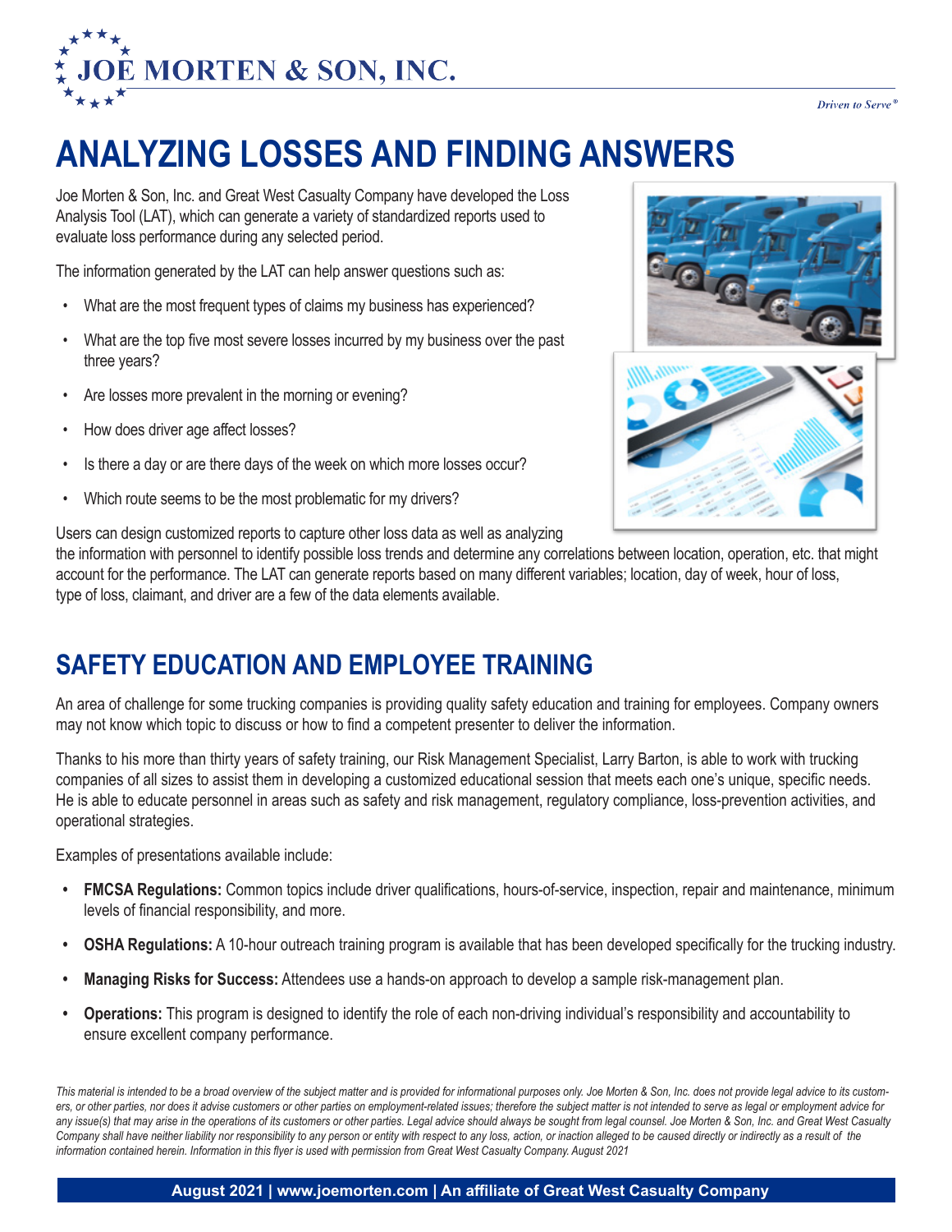# ANALYZING LOSSES AND FINDING ANSWERS

Joe Morten & Son, Inc. and Great West Casualty Company have developed the Loss Analysis Tool (LAT), which can generate a variety of standardized reports used to evaluate loss performance during any selected period.

The information generated by the LAT can help answer questions such as:

- What are the most frequent types of claims my business has experienced?
- What are the top five most severe losses incurred by my business over the past three years?
- Are losses more prevalent in the morning or evening?
- How does driver age affect losses?
- Is there a day or are there days of the week on which more losses occur?
- Which route seems to be the most problematic for my drivers?

Users can design customized reports to capture other loss data as well as analyzing the information with personnel to identify possible loss trends and determine any correlations between location, operation, etc. that might account for the performance. The LAT can generate reports based on many different variables; location, day of week, hour of loss, type of loss, claimant, and driver are a few of the data elements available.

## SAFETY EDUCATION AND EMPLOYEE TRAINING

An area of challenge for some trucking companies is providing quality safety education and training for employees. Company owners may not know which topic to discuss or how to find a competent presenter to deliver the information.

Thanks to his more than thirty years of safety training, our Risk Management Specialist, Larry Barton, is able to work with trucking companies of all sizes to assist them in developing a customized educational session that meets each one's unique, specific needs. He is able to educate personnel in areas such as safety and risk management, regulatory compliance, loss-prevention activities, and operational strategies.

Examples of presentations available include:

- **FMCSA Regulations:** Common topics include driver qualifications, hours-of-service, inspection, repair and maintenance, minimum levels of financial responsibility, and more.
- **OSHA Regulations:** A 10-hour outreach training program is available that has been developed specifically for the trucking industry.
- **Managing Risks for Success:** Attendees use a hands-on approach to develop a sample risk-management plan.
- **Operations:** This program is designed to identify the role of each non-driving individual's responsibility and accountability to ensure excellent company performance.

*This material is intended to be a broad overview of the subject matter and is provided for informational purposes only. Joe Morten & Son, Inc. does not provide legal advice to its customers, or other parties, nor does it advise customers or other parties on employment-related issues; therefore the subject matter is not intended to serve as legal or employment advice for any issue(s) that may arise in the operations of its customers or other parties. Legal advice should always be sought from legal counsel. Joe Morten & Son, Inc. and Great West Casualty Company shall have neither liability nor responsibility to any person or entity with respect to any loss, action, or inaction alleged to be caused directly or indirectly as a result of the information contained herein. Information in this flyer is used with permission from Great West Casualty Company. August 2021*